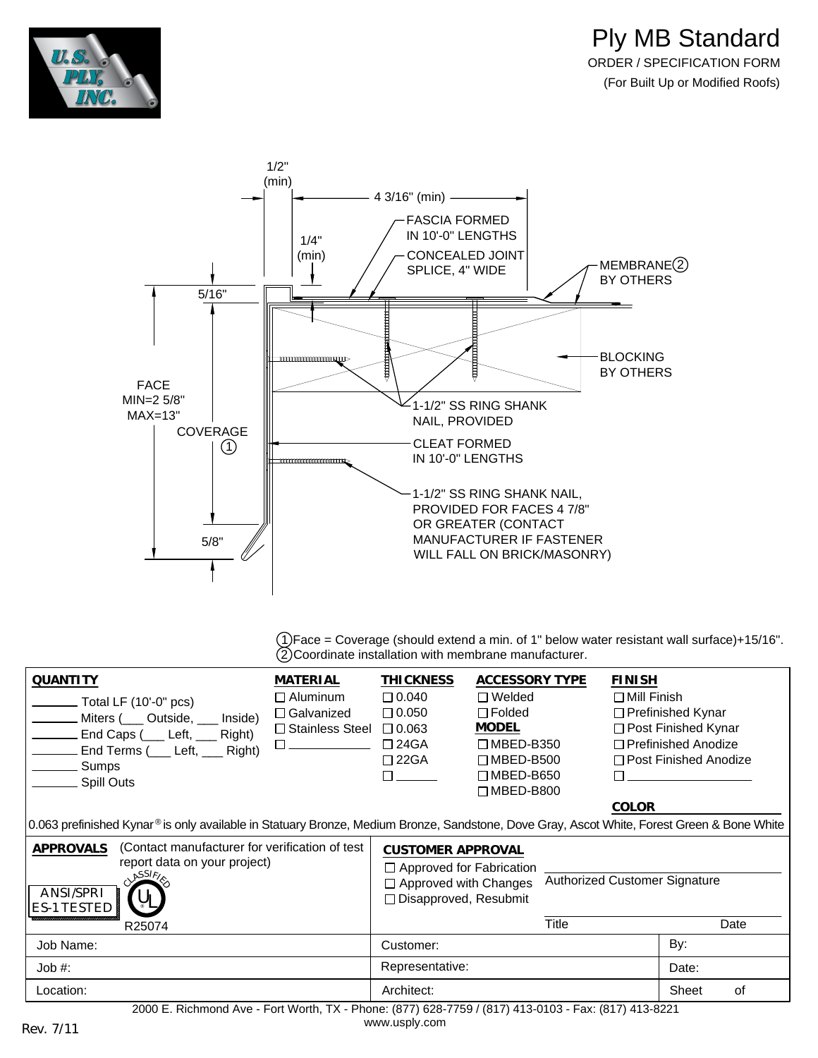# Ply MB Standard

ORDER / SPECIFICATION FORM

(For Built Up or Modified Roofs)

1/2" (min)

4 3/16" (min)

1/4" (min)

FASCIA FORMED IN 10'-0" LENGTHS

CONCEALED JOINT SPLICE, 4" WIDE

MEMBRANE (2) BY OTHERS

5/16"

BLOCKING BY OTHERS

FACE MIN=2 5/8" MAX=13"

COVERAGE (1)

1-1/2" SS RING SHANK NAIL, PROVIDED

CLEAT FORMED IN 10'-0" LENGTHS

1-1/2" SS RING SHANK NAIL, PROVIDED FOR FACES 4 7/8" OR GREATER (CONTACT MANUFACTURER IF FASTENER WILL FALL ON BRICK/MASONRY)

5/8"

(1) Face = Coverage (should extend a min. of 1" below water resistant wall surface)+15/16".
(2) Coordinate installation with membrane manufacturer.

| QUANTITY | MATERIAL | THICKNESS | ACCESSORY TYPE | FINISH |
|---|---|---|---|---|
| ______ Total LF (10'-0" pcs) | ☐ Aluminum | ☐ 0.040 | ☐ Welded | ☐ Mill Finish |
| ______ Miters (___ Outside, ___ Inside) | ☐ Galvanized | ☐ 0.050 | ☐ Folded | ☐ Prefinished Kynar |
| ______ End Caps (___ Left, ___ Right) | ☐ Stainless Steel | ☐ 0.063 | **MODEL** | ☐ Post Finished Kynar |
| ______ End Terms (___ Left, ___ Right) | ☐ ________ | ☐ 24GA | ☐ MBED-B350 | ☐ Prefinished Anodize |
| ______ Sumps | | ☐ 22GA | ☐ MBED-B500 | ☐ Post Finished Anodize |
| ______ Spill Outs | | ☐ ______ | ☐ MBED-B650 | ☐ ____________ |
| | | | ☐ MBED-B800 | |
| | | | | **COLOR** ____________ |

0.063 prefinished Kynar® is only available in Statuary Bronze, Medium Bronze, Sandstone, Dove Gray, Ascot White, Forest Green & Bone White

**APPROVALS** (Contact manufacturer for verification of test report data on your project)

ANSI/SPRI ES-1 TESTED

UL CLASSIFIED R25074

**CUSTOMER APPROVAL**

☐ Approved for Fabrication
☐ Approved with Changes
☐ Disapproved, Resubmit

Authorized Customer Signature

Title Date

| | | |
|---|---|---|
| Job Name: | Customer: | By: |
| Job #: | Representative: | Date: |
| Location: | Architect: | Sheet of |

2000 E. Richmond Ave - Fort Worth, TX - Phone: (877) 628-7759 / (817) 413-0103 - Fax: (817) 413-8221
www.usply.com

Rev. 7/11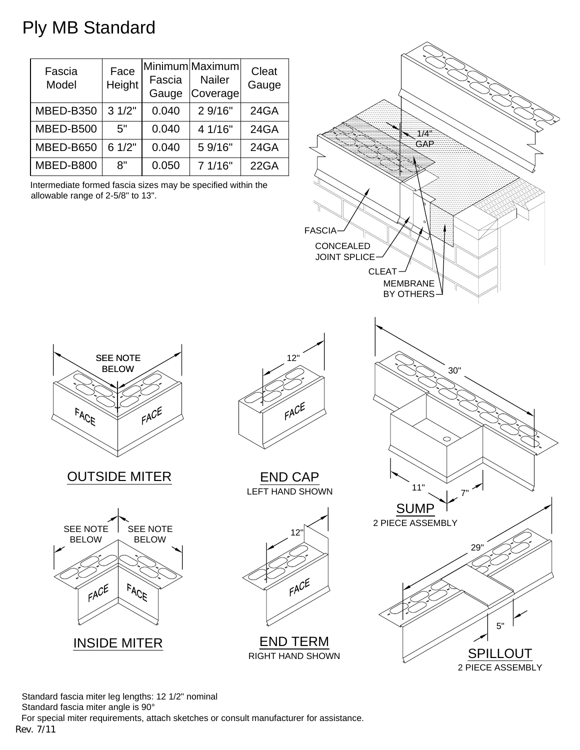# Ply MB Standard

| Fascia Model | Face Height | Minimum Fascia Gauge | Maximum Nailer Coverage | Cleat Gauge |
|---|---|---|---|---|
| MBED-B350 | 3 1/2" | 0.040 | 2 9/16" | 24GA |
| MBED-B500 | 5" | 0.040 | 4 1/16" | 24GA |
| MBED-B650 | 6 1/2" | 0.040 | 5 9/16" | 24GA |
| MBED-B800 | 8" | 0.050 | 7 1/16" | 22GA |

Intermediate formed fascia sizes may be specified within the allowable range of 2-5/8" to 13".

1/4" GAP

FASCIA

CONCEALED JOINT SPLICE

CLEAT

MEMBRANE BY OTHERS

SEE NOTE BELOW

FACE

FACE

OUTSIDE MITER

12"

FACE

END CAP

LEFT HAND SHOWN

30"

11"

7"

SUMP

2 PIECE ASSEMBLY

SEE NOTE BELOW

SEE NOTE BELOW

FACE

FACE

INSIDE MITER

12"

FACE

END TERM

RIGHT HAND SHOWN

29"

5"

SPILLOUT

2 PIECE ASSEMBLY

Standard fascia miter leg lengths: 12 1/2" nominal

Standard fascia miter angle is 90°

For special miter requirements, attach sketches or consult manufacturer for assistance.

Rev. 7/11